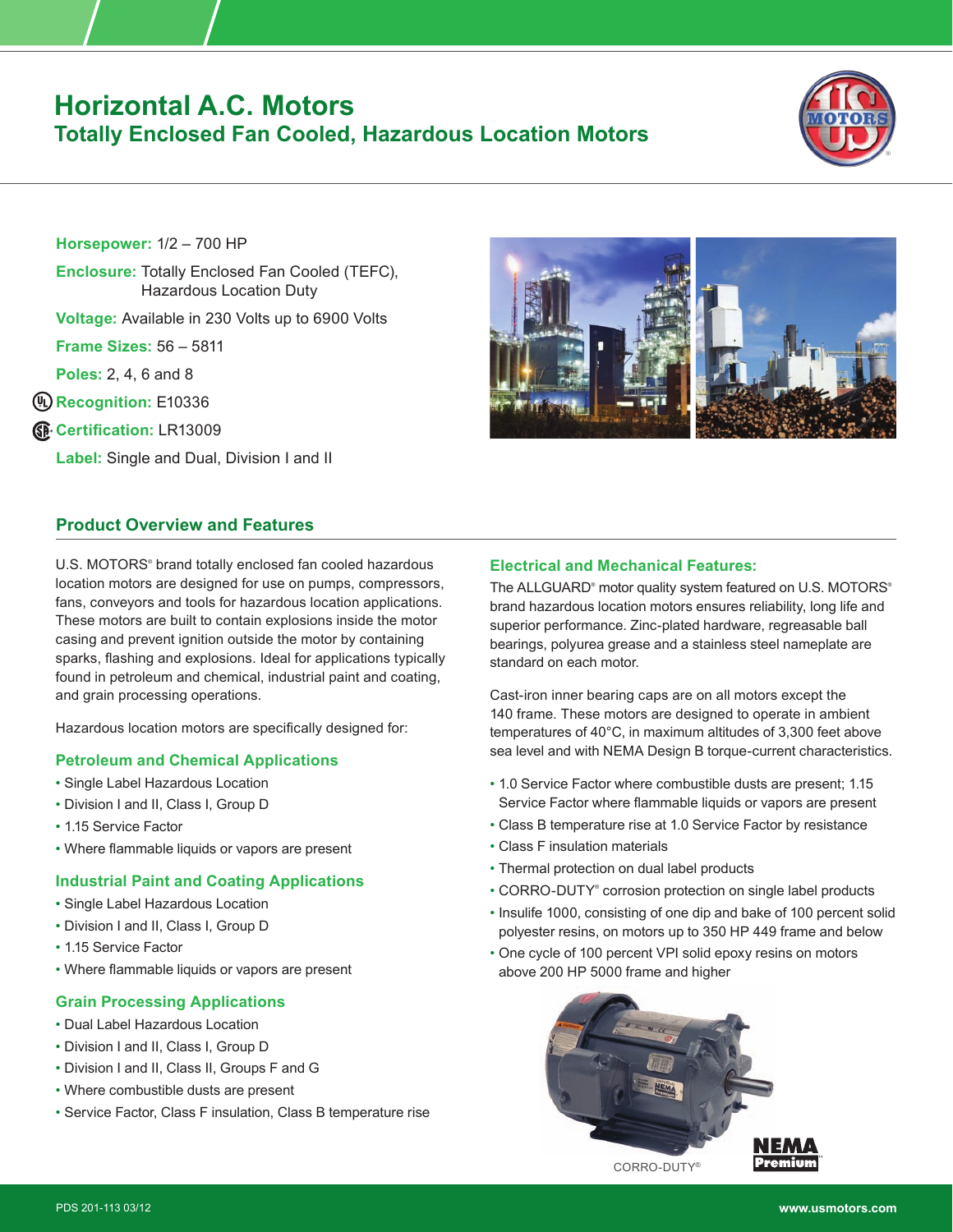# Horizontal A.C. Motors

## Totally Enclosed Fan Cooled, Hazardous Location Motors

**Horsepower:** 1/2 – 700 HP

**Enclosure:** Totally Enclosed Fan Cooled (TEFC), Hazardous Location Duty

**Voltage:** Available in 230 Volts up to 6900 Volts

**Frame Sizes:** 56 – 5811

**Poles:** 2, 4, 6 and 8

**Recognition:** E10336

**Certification:** LR13009

**Label:** Single and Dual, Division I and II

## Product Overview and Features

U.S. MOTORS® brand totally enclosed fan cooled hazardous location motors are designed for use on pumps, compressors, fans, conveyors and tools for hazardous location applications. These motors are built to contain explosions inside the motor casing and prevent ignition outside the motor by containing sparks, flashing and explosions. Ideal for applications typically found in petroleum and chemical, industrial paint and coating, and grain processing operations.

Hazardous location motors are specifically designed for:

### Petroleum and Chemical Applications

- Single Label Hazardous Location
- Division I and II, Class I, Group D
- 1.15 Service Factor
- Where flammable liquids or vapors are present

### Industrial Paint and Coating Applications

- Single Label Hazardous Location
- Division I and II, Class I, Group D
- 1.15 Service Factor
- Where flammable liquids or vapors are present

### Grain Processing Applications

- Dual Label Hazardous Location
- Division I and II, Class I, Group D
- Division I and II, Class II, Groups F and G
- Where combustible dusts are present
- Service Factor, Class F insulation, Class B temperature rise

### Electrical and Mechanical Features:

The ALLGUARD® motor quality system featured on U.S. MOTORS® brand hazardous location motors ensures reliability, long life and superior performance. Zinc-plated hardware, regreasable ball bearings, polyurea grease and a stainless steel nameplate are standard on each motor.

Cast-iron inner bearing caps are on all motors except the 140 frame. These motors are designed to operate in ambient temperatures of 40°C, in maximum altitudes of 3,300 feet above sea level and with NEMA Design B torque-current characteristics.

- 1.0 Service Factor where combustible dusts are present; 1.15 Service Factor where flammable liquids or vapors are present
- Class B temperature rise at 1.0 Service Factor by resistance
- Class F insulation materials
- Thermal protection on dual label products
- CORRO-DUTY® corrosion protection on single label products
- Insulife 1000, consisting of one dip and bake of 100 percent solid polyester resins, on motors up to 350 HP 449 frame and below
- One cycle of 100 percent VPI solid epoxy resins on motors above 200 HP 5000 frame and higher

CORRO-DUTY®

NEMA Premium™

PDS 201-113 03/12

www.usmotors.com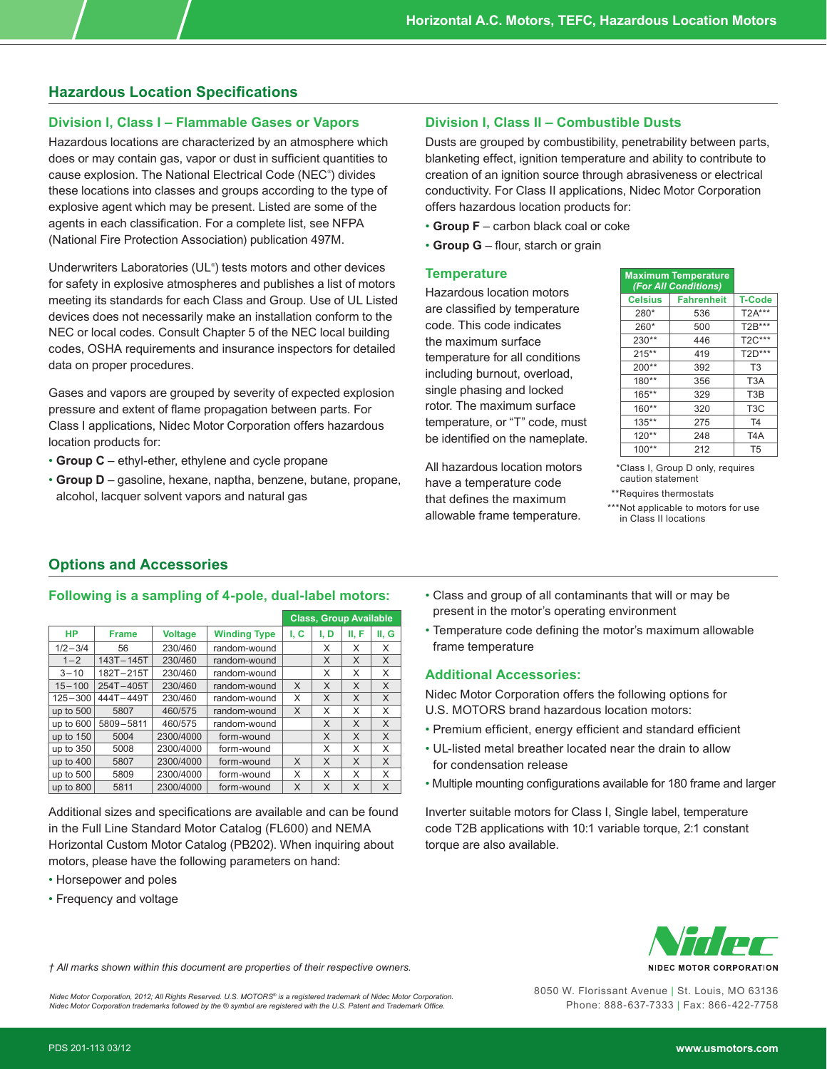## Hazardous Location Specifications

### Division I, Class I – Flammable Gases or Vapors

Hazardous locations are characterized by an atmosphere which does or may contain gas, vapor or dust in sufficient quantities to cause explosion. The National Electrical Code (NEC®) divides these locations into classes and groups according to the type of explosive agent which may be present. Listed are some of the agents in each classification. For a complete list, see NFPA (National Fire Protection Association) publication 497M.

Underwriters Laboratories (UL®) tests motors and other devices for safety in explosive atmospheres and publishes a list of motors meeting its standards for each Class and Group. Use of UL Listed devices does not necessarily make an installation conform to the NEC or local codes. Consult Chapter 5 of the NEC local building codes, OSHA requirements and insurance inspectors for detailed data on proper procedures.

Gases and vapors are grouped by severity of expected explosion pressure and extent of flame propagation between parts. For Class I applications, Nidec Motor Corporation offers hazardous location products for:

- **Group C** – ethyl-ether, ethylene and cycle propane
- **Group D** – gasoline, hexane, naptha, benzene, butane, propane, alcohol, lacquer solvent vapors and natural gas

### Division I, Class II – Combustible Dusts

Dusts are grouped by combustibility, penetrability between parts, blanketing effect, ignition temperature and ability to contribute to creation of an ignition source through abrasiveness or electrical conductivity. For Class II applications, Nidec Motor Corporation offers hazardous location products for:

- **Group F** – carbon black coal or coke
- **Group G** – flour, starch or grain

### Temperature

Hazardous location motors are classified by temperature code. This code indicates the maximum surface temperature for all conditions including burnout, overload, single phasing and locked rotor. The maximum surface temperature, or "T" code, must be identified on the nameplate.

All hazardous location motors have a temperature code that defines the maximum allowable frame temperature.

| Maximum Temperature *(For All Conditions)* | | |
|---|---|---|
| Celsius | Fahrenheit | T-Code |
| 280* | 536 | T2A*** |
| 260* | 500 | T2B*** |
| 230** | 446 | T2C*** |
| 215** | 419 | T2D*** |
| 200** | 392 | T3 |
| 180** | 356 | T3A |
| 165** | 329 | T3B |
| 160** | 320 | T3C |
| 135** | 275 | T4 |
| 120** | 248 | T4A |
| 100** | 212 | T5 |

*Class I, Group D only, requires caution statement

**Requires thermostats

***Not applicable to motors for use in Class II locations

## Options and Accessories

### Following is a sampling of 4-pole, dual-label motors:

| | | | | Class, Group Available | | | |
|---|---|---|---|---|---|---|---|
| HP | Frame | Voltage | Winding Type | I, C | I, D | II, F | II, G |
| 1/2–3/4 | 56 | 230/460 | random-wound | | X | X | X |
| 1–2 | 143T–145T | 230/460 | random-wound | | X | X | X |
| 3–10 | 182T–215T | 230/460 | random-wound | | X | X | X |
| 15–100 | 254T–405T | 230/460 | random-wound | X | X | X | X |
| 125–300 | 444T–449T | 230/460 | random-wound | X | X | X | X |
| up to 500 | 5807 | 460/575 | random-wound | X | X | X | X |
| up to 600 | 5809–5811 | 460/575 | random-wound | | X | X | X |
| up to 150 | 5004 | 2300/4000 | form-wound | | X | X | X |
| up to 350 | 5008 | 2300/4000 | form-wound | | X | X | X |
| up to 400 | 5807 | 2300/4000 | form-wound | X | X | X | X |
| up to 500 | 5809 | 2300/4000 | form-wound | X | X | X | X |
| up to 800 | 5811 | 2300/4000 | form-wound | X | X | X | X |

Additional sizes and specifications are available and can be found in the Full Line Standard Motor Catalog (FL600) and NEMA Horizontal Custom Motor Catalog (PB202). When inquiring about motors, please have the following parameters on hand:

- Horsepower and poles
- Frequency and voltage
- Class and group of all contaminants that will or may be present in the motor's operating environment
- Temperature code defining the motor's maximum allowable frame temperature

### Additional Accessories:

Nidec Motor Corporation offers the following options for U.S. MOTORS brand hazardous location motors:

- Premium efficient, energy efficient and standard efficient
- UL-listed metal breather located near the drain to allow for condensation release
- Multiple mounting configurations available for 180 frame and larger

Inverter suitable motors for Class I, Single label, temperature code T2B applications with 10:1 variable torque, 2:1 constant torque are also available.

*† All marks shown within this document are properties of their respective owners.*

NIDEC MOTOR CORPORATION

8050 W. Florissant Avenue | St. Louis, MO 63136
Phone: 888-637-7333 | Fax: 866-422-7758

*Nidec Motor Corporation, 2012; All Rights Reserved. U.S. MOTORS® is a registered trademark of Nidec Motor Corporation. Nidec Motor Corporation trademarks followed by the ® symbol are registered with the U.S. Patent and Trademark Office.*

PDS 201-113 03/12

www.usmotors.com